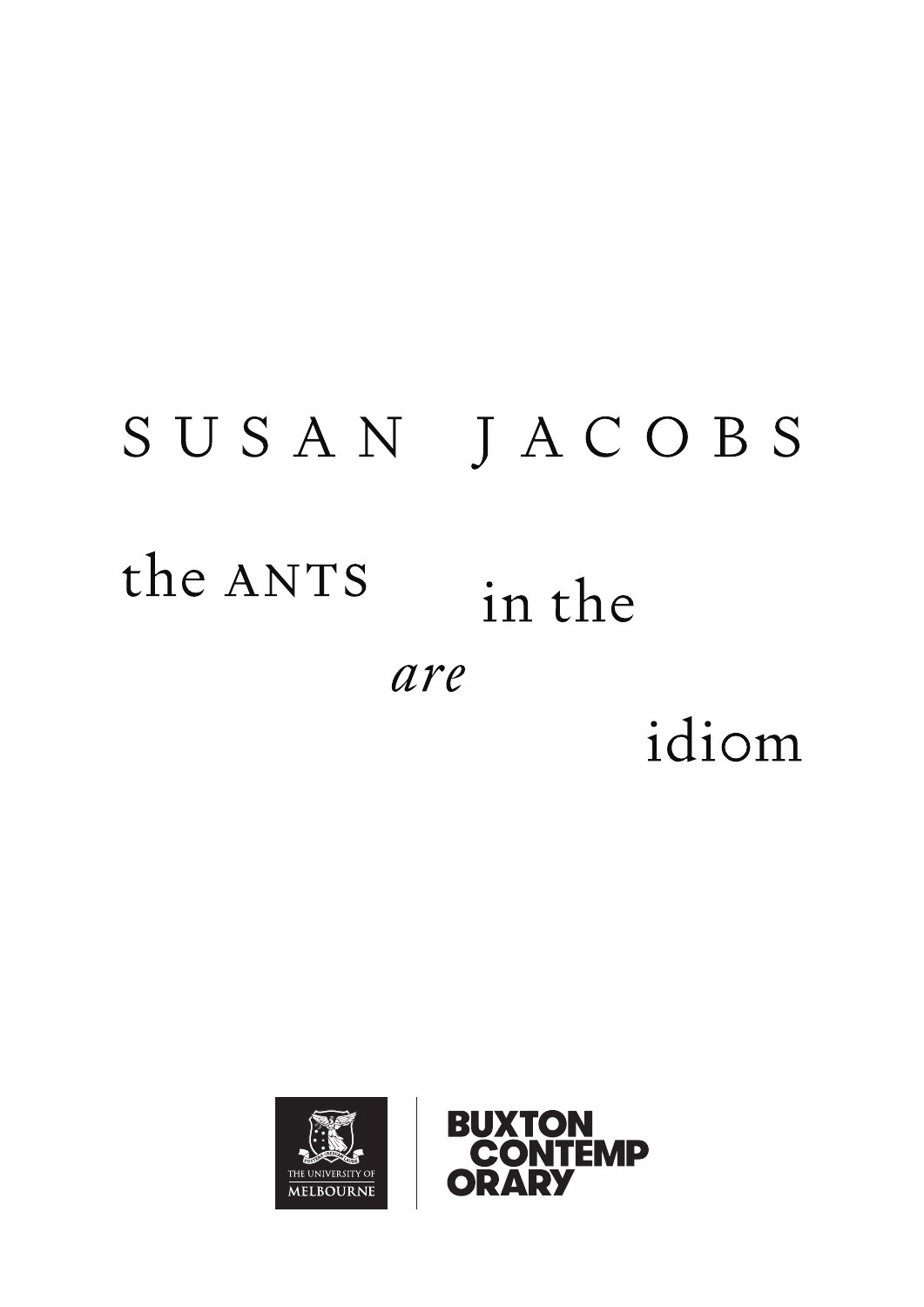# SUSAN JACOBS

## the ANTS *are* in the idiom

THE UNIVERSITY OF MELBOURNE

BUXTON CONTEMPORARY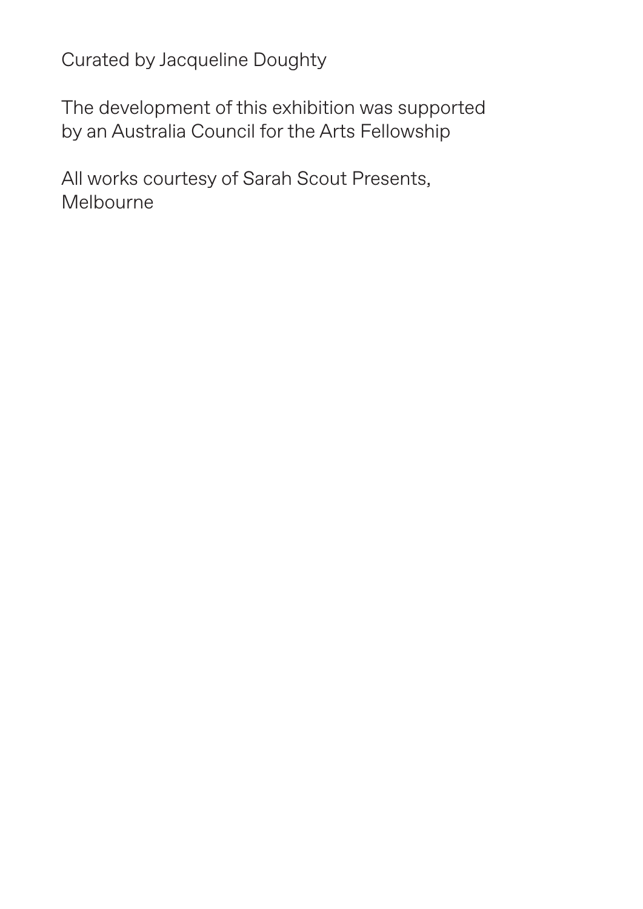Curated by Jacqueline Doughty

The development of this exhibition was supported by an Australia Council for the Arts Fellowship

All works courtesy of Sarah Scout Presents, Melbourne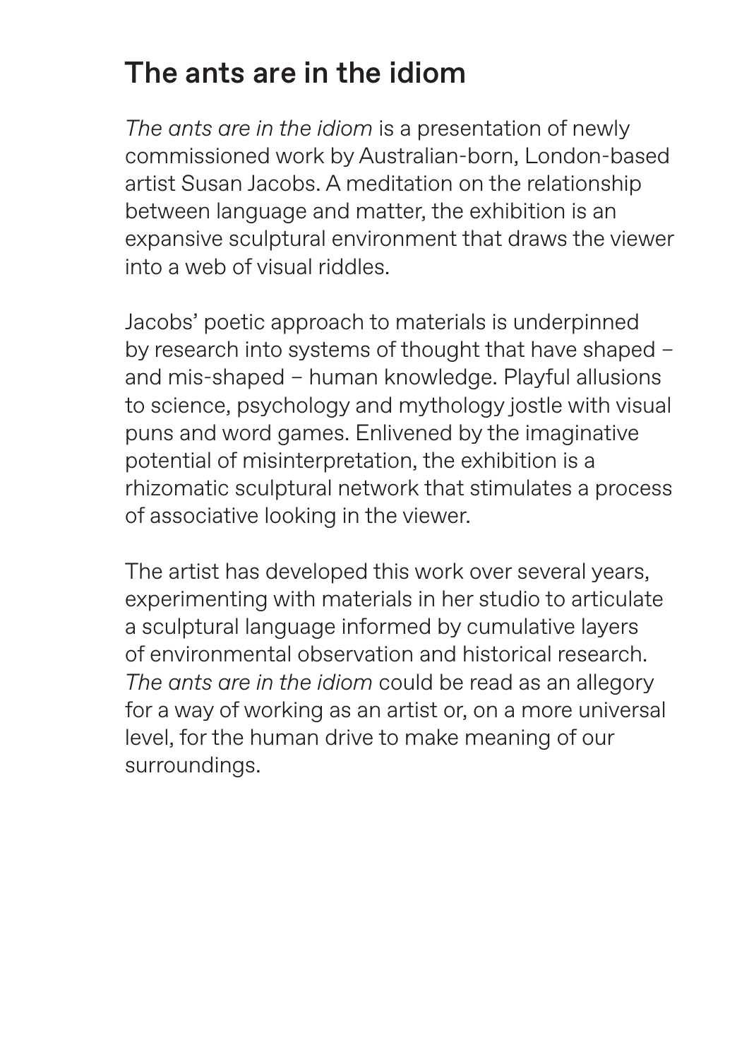# The ants are in the idiom

*The ants are in the idiom* is a presentation of newly commissioned work by Australian-born, London-based artist Susan Jacobs. A meditation on the relationship between language and matter, the exhibition is an expansive sculptural environment that draws the viewer into a web of visual riddles.

Jacobs' poetic approach to materials is underpinned by research into systems of thought that have shaped – and mis-shaped – human knowledge. Playful allusions to science, psychology and mythology jostle with visual puns and word games. Enlivened by the imaginative potential of misinterpretation, the exhibition is a rhizomatic sculptural network that stimulates a process of associative looking in the viewer.

The artist has developed this work over several years, experimenting with materials in her studio to articulate a sculptural language informed by cumulative layers of environmental observation and historical research. *The ants are in the idiom* could be read as an allegory for a way of working as an artist or, on a more universal level, for the human drive to make meaning of our surroundings.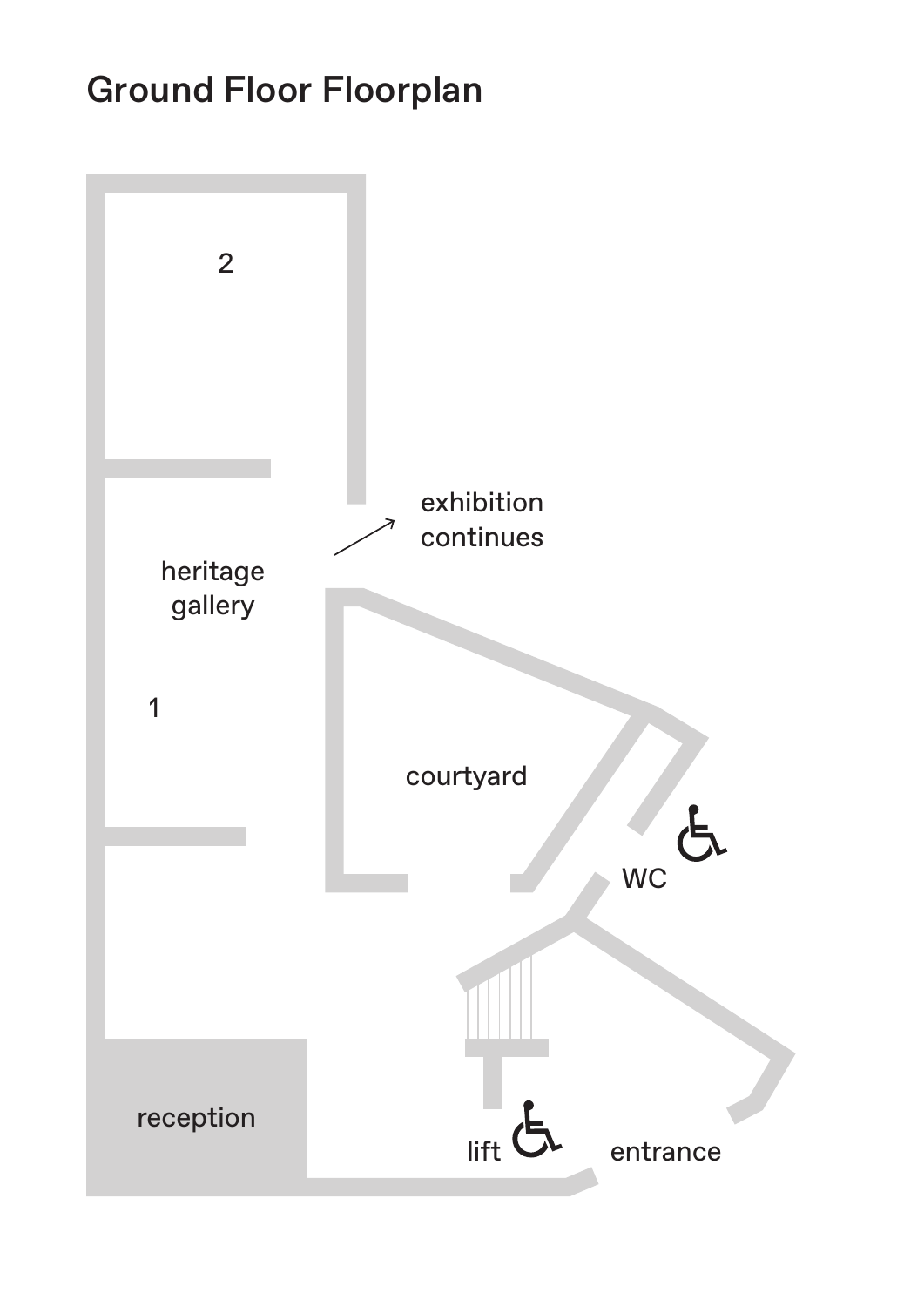# Ground Floor Floorplan

2

exhibition continues

heritage gallery

1

courtyard

WC

reception

lift

entrance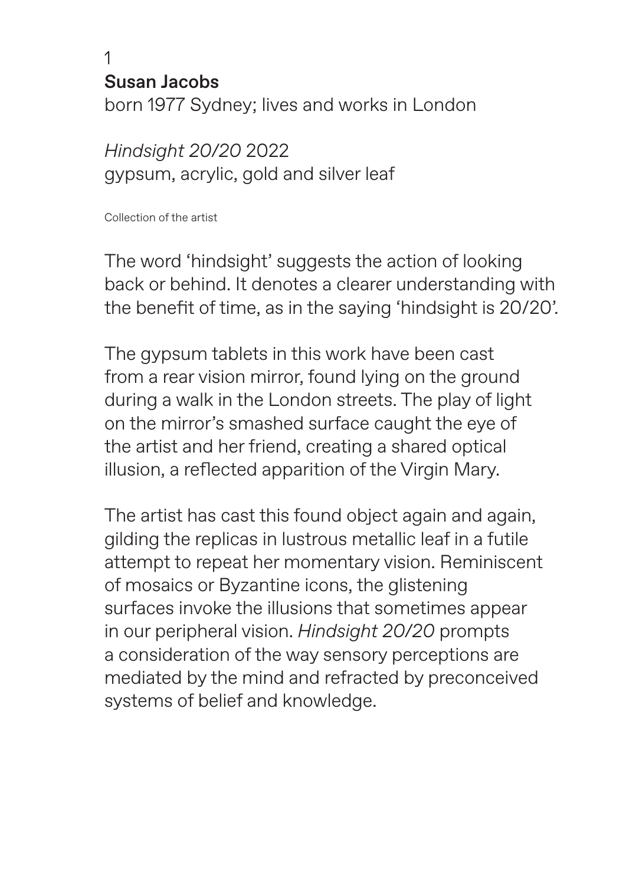1

**Susan Jacobs**
born 1977 Sydney; lives and works in London

*Hindsight 20/20* 2022
gypsum, acrylic, gold and silver leaf

Collection of the artist

The word 'hindsight' suggests the action of looking back or behind. It denotes a clearer understanding with the benefit of time, as in the saying 'hindsight is 20/20'.

The gypsum tablets in this work have been cast from a rear vision mirror, found lying on the ground during a walk in the London streets. The play of light on the mirror's smashed surface caught the eye of the artist and her friend, creating a shared optical illusion, a reflected apparition of the Virgin Mary.

The artist has cast this found object again and again, gilding the replicas in lustrous metallic leaf in a futile attempt to repeat her momentary vision. Reminiscent of mosaics or Byzantine icons, the glistening surfaces invoke the illusions that sometimes appear in our peripheral vision. *Hindsight 20/20* prompts a consideration of the way sensory perceptions are mediated by the mind and refracted by preconceived systems of belief and knowledge.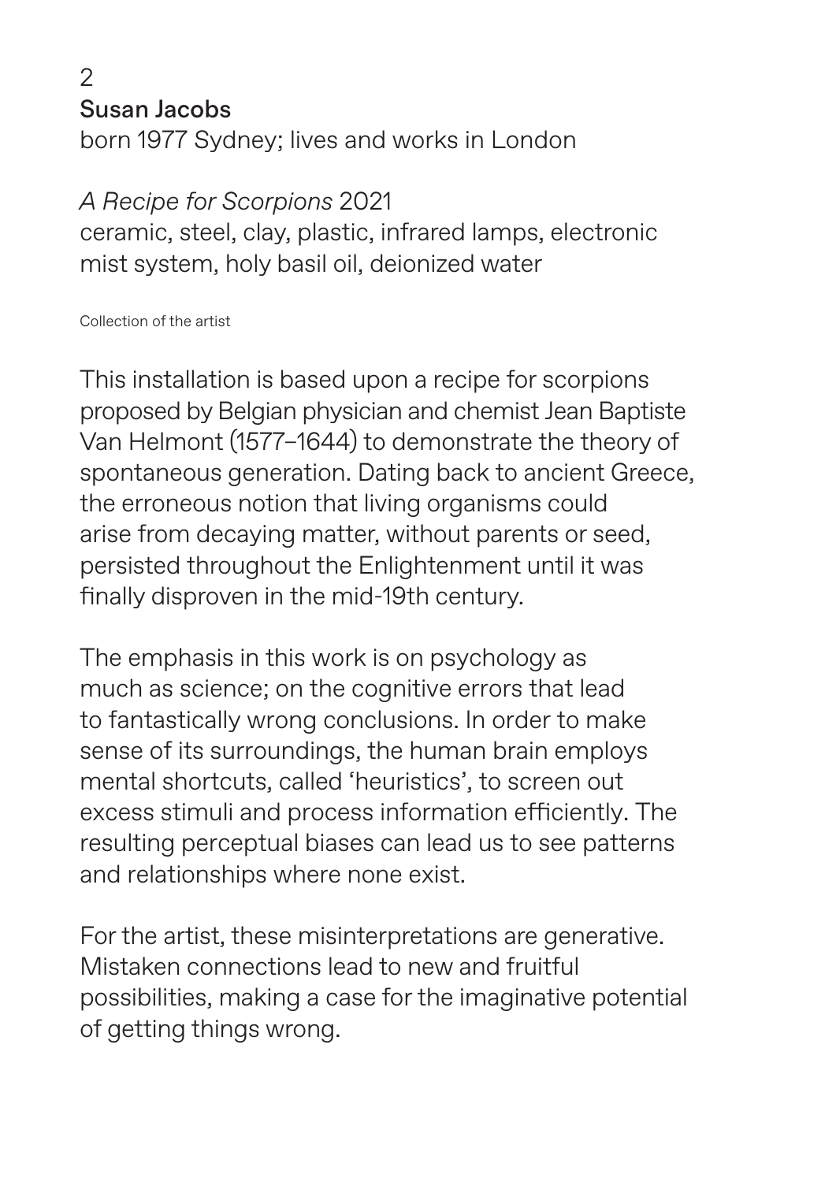2

## Susan Jacobs

born 1977 Sydney; lives and works in London

*A Recipe for Scorpions* 2021
ceramic, steel, clay, plastic, infrared lamps, electronic mist system, holy basil oil, deionized water

Collection of the artist

This installation is based upon a recipe for scorpions proposed by Belgian physician and chemist Jean Baptiste Van Helmont (1577–1644) to demonstrate the theory of spontaneous generation. Dating back to ancient Greece, the erroneous notion that living organisms could arise from decaying matter, without parents or seed, persisted throughout the Enlightenment until it was finally disproven in the mid-19th century.

The emphasis in this work is on psychology as much as science; on the cognitive errors that lead to fantastically wrong conclusions. In order to make sense of its surroundings, the human brain employs mental shortcuts, called 'heuristics', to screen out excess stimuli and process information efficiently. The resulting perceptual biases can lead us to see patterns and relationships where none exist.

For the artist, these misinterpretations are generative. Mistaken connections lead to new and fruitful possibilities, making a case for the imaginative potential of getting things wrong.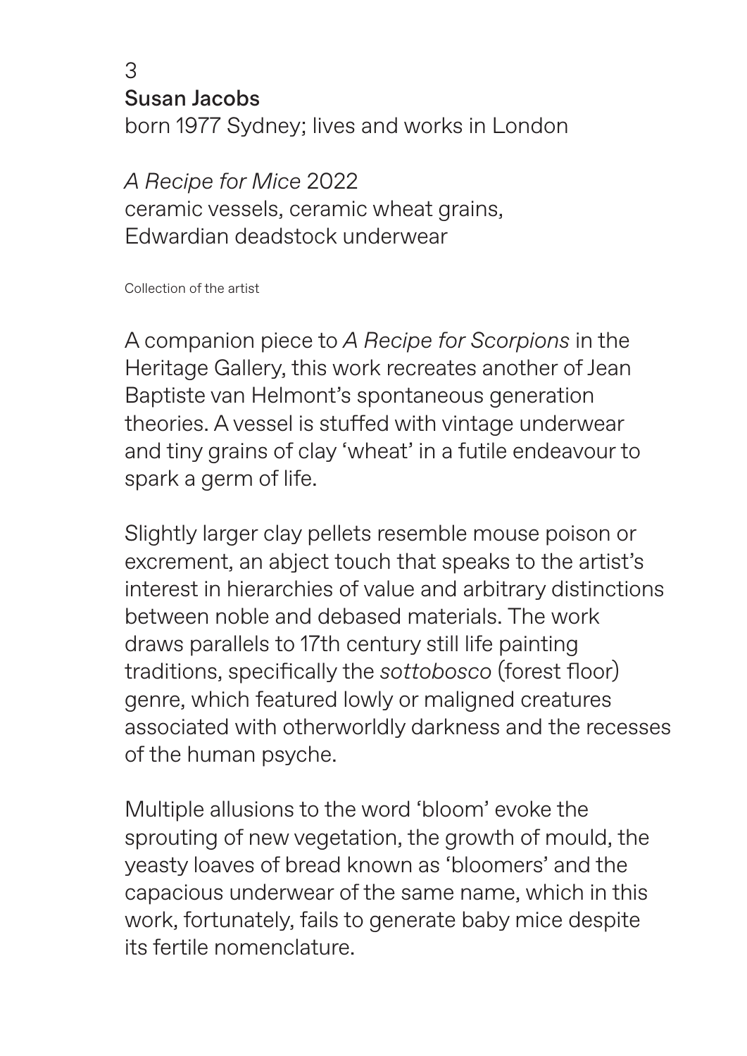3

## Susan Jacobs

born 1977 Sydney; lives and works in London

*A Recipe for Mice* 2022
ceramic vessels, ceramic wheat grains, Edwardian deadstock underwear

Collection of the artist

A companion piece to *A Recipe for Scorpions* in the Heritage Gallery, this work recreates another of Jean Baptiste van Helmont's spontaneous generation theories. A vessel is stuffed with vintage underwear and tiny grains of clay 'wheat' in a futile endeavour to spark a germ of life.

Slightly larger clay pellets resemble mouse poison or excrement, an abject touch that speaks to the artist's interest in hierarchies of value and arbitrary distinctions between noble and debased materials. The work draws parallels to 17th century still life painting traditions, specifically the *sottobosco* (forest floor) genre, which featured lowly or maligned creatures associated with otherworldly darkness and the recesses of the human psyche.

Multiple allusions to the word 'bloom' evoke the sprouting of new vegetation, the growth of mould, the yeasty loaves of bread known as 'bloomers' and the capacious underwear of the same name, which in this work, fortunately, fails to generate baby mice despite its fertile nomenclature.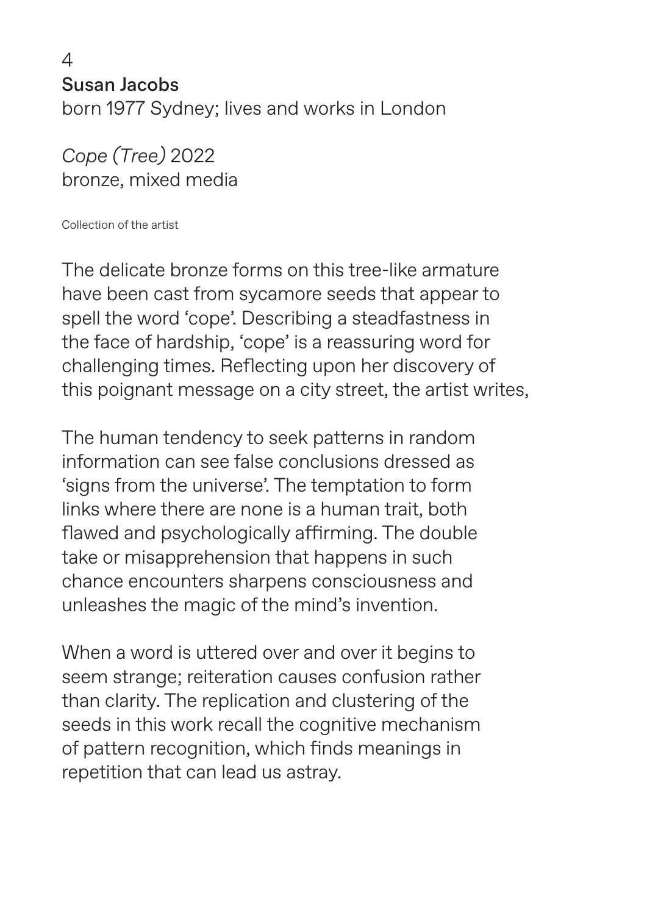4

## Susan Jacobs

born 1977 Sydney; lives and works in London

*Cope (Tree)* 2022
bronze, mixed media

Collection of the artist

The delicate bronze forms on this tree-like armature have been cast from sycamore seeds that appear to spell the word 'cope'. Describing a steadfastness in the face of hardship, 'cope' is a reassuring word for challenging times. Reflecting upon her discovery of this poignant message on a city street, the artist writes,

The human tendency to seek patterns in random information can see false conclusions dressed as 'signs from the universe'. The temptation to form links where there are none is a human trait, both flawed and psychologically affirming. The double take or misapprehension that happens in such chance encounters sharpens consciousness and unleashes the magic of the mind's invention.

When a word is uttered over and over it begins to seem strange; reiteration causes confusion rather than clarity. The replication and clustering of the seeds in this work recall the cognitive mechanism of pattern recognition, which finds meanings in repetition that can lead us astray.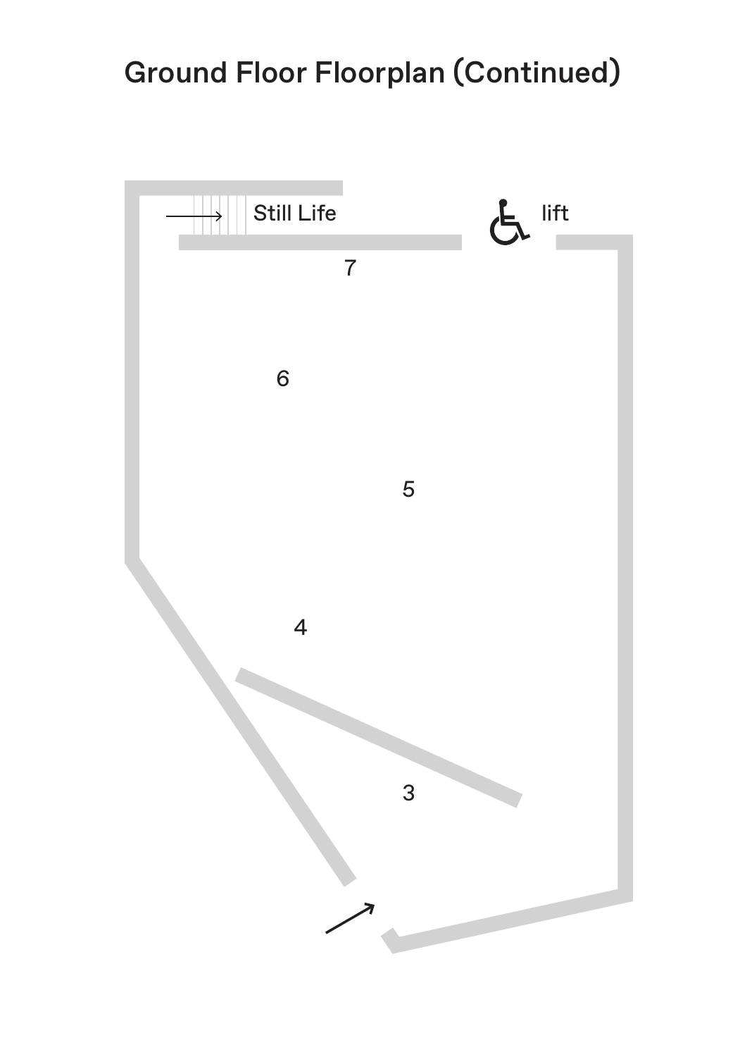# Ground Floor Floorplan (Continued)

Still Life

lift

7

6

5

4

3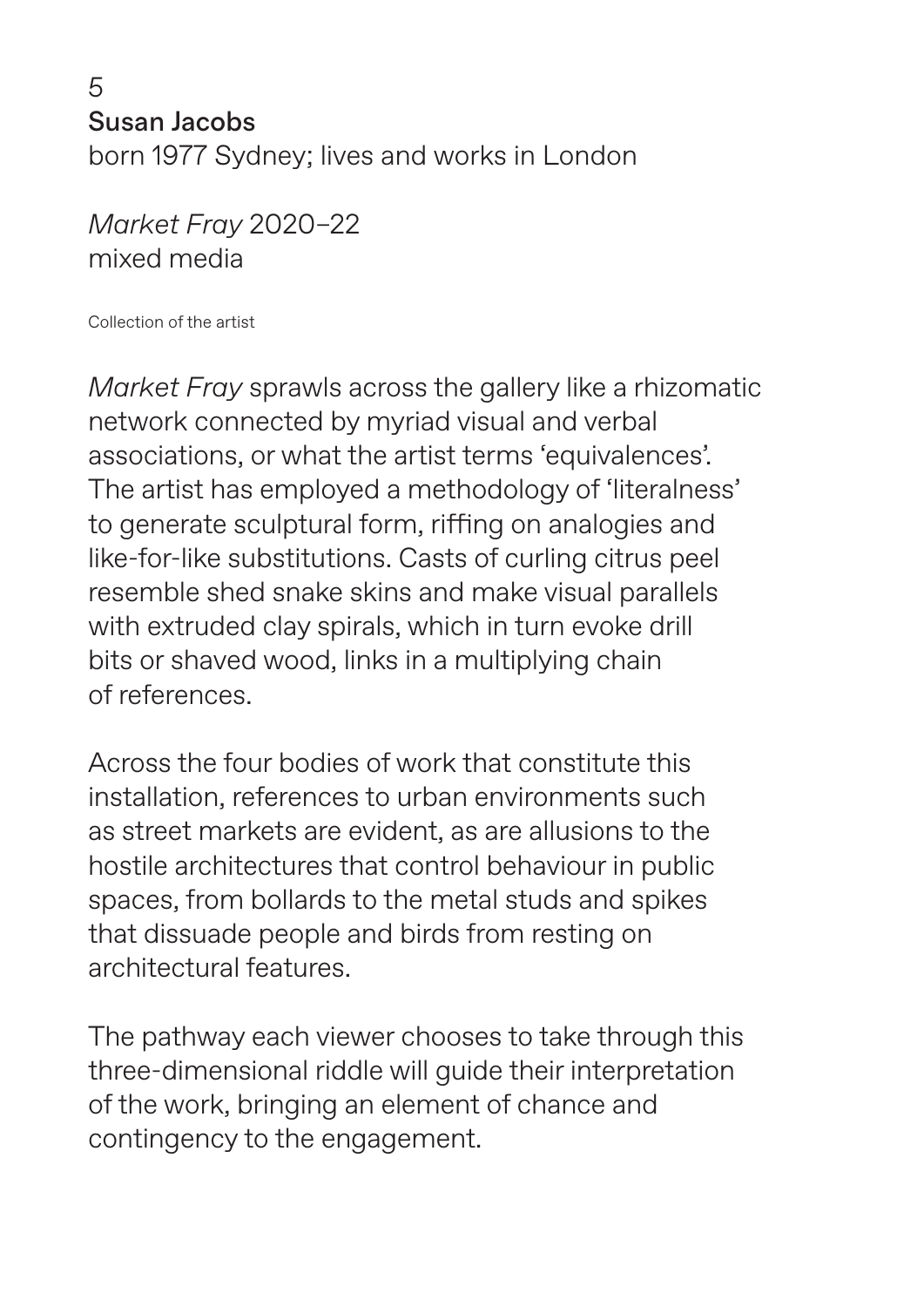5

**Susan Jacobs**
born 1977 Sydney; lives and works in London

*Market Fray* 2020–22
mixed media

Collection of the artist

*Market Fray* sprawls across the gallery like a rhizomatic network connected by myriad visual and verbal associations, or what the artist terms 'equivalences'. The artist has employed a methodology of 'literalness' to generate sculptural form, riffing on analogies and like-for-like substitutions. Casts of curling citrus peel resemble shed snake skins and make visual parallels with extruded clay spirals, which in turn evoke drill bits or shaved wood, links in a multiplying chain of references.

Across the four bodies of work that constitute this installation, references to urban environments such as street markets are evident, as are allusions to the hostile architectures that control behaviour in public spaces, from bollards to the metal studs and spikes that dissuade people and birds from resting on architectural features.

The pathway each viewer chooses to take through this three-dimensional riddle will guide their interpretation of the work, bringing an element of chance and contingency to the engagement.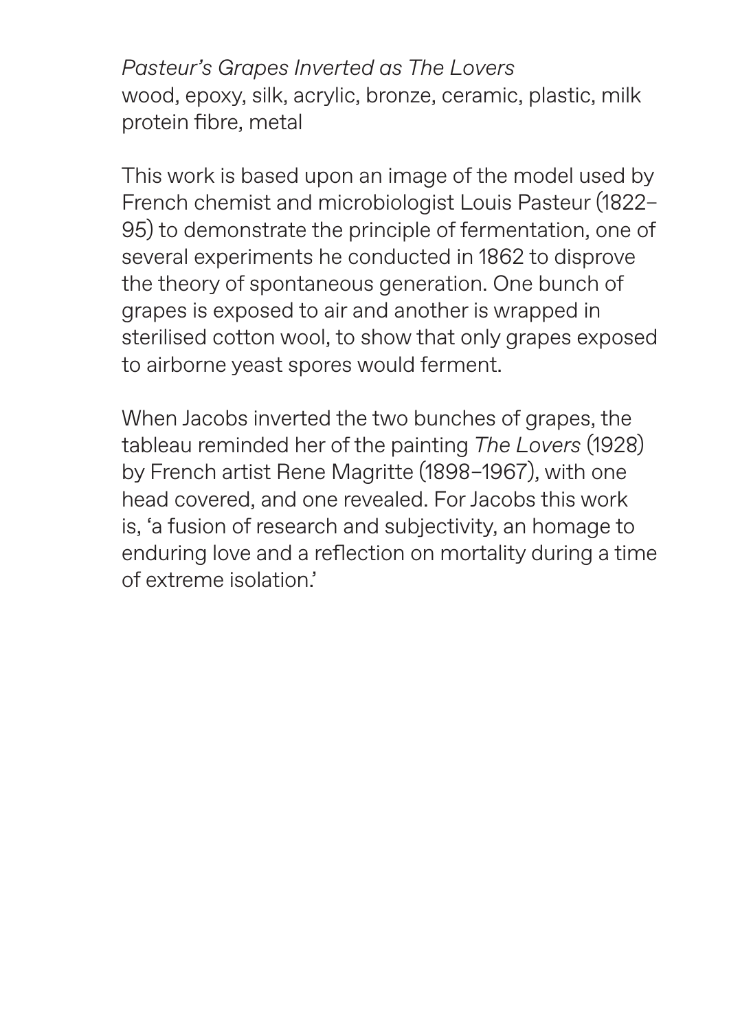*Pasteur's Grapes Inverted as The Lovers*
wood, epoxy, silk, acrylic, bronze, ceramic, plastic, milk protein fibre, metal

This work is based upon an image of the model used by French chemist and microbiologist Louis Pasteur (1822–95) to demonstrate the principle of fermentation, one of several experiments he conducted in 1862 to disprove the theory of spontaneous generation. One bunch of grapes is exposed to air and another is wrapped in sterilised cotton wool, to show that only grapes exposed to airborne yeast spores would ferment.

When Jacobs inverted the two bunches of grapes, the tableau reminded her of the painting *The Lovers* (1928) by French artist Rene Magritte (1898–1967), with one head covered, and one revealed. For Jacobs this work is, 'a fusion of research and subjectivity, an homage to enduring love and a reflection on mortality during a time of extreme isolation.'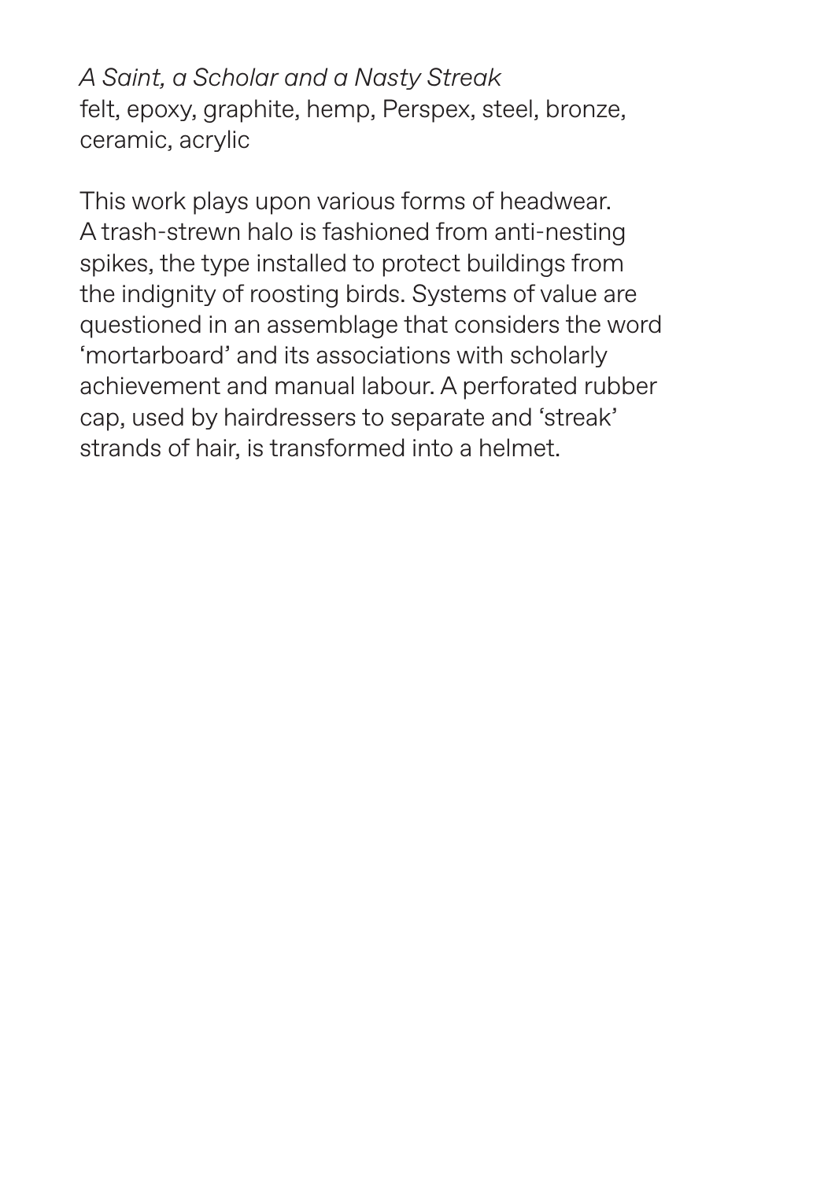*A Saint, a Scholar and a Nasty Streak*
felt, epoxy, graphite, hemp, Perspex, steel, bronze, ceramic, acrylic

This work plays upon various forms of headwear. A trash-strewn halo is fashioned from anti-nesting spikes, the type installed to protect buildings from the indignity of roosting birds. Systems of value are questioned in an assemblage that considers the word 'mortarboard' and its associations with scholarly achievement and manual labour. A perforated rubber cap, used by hairdressers to separate and 'streak' strands of hair, is transformed into a helmet.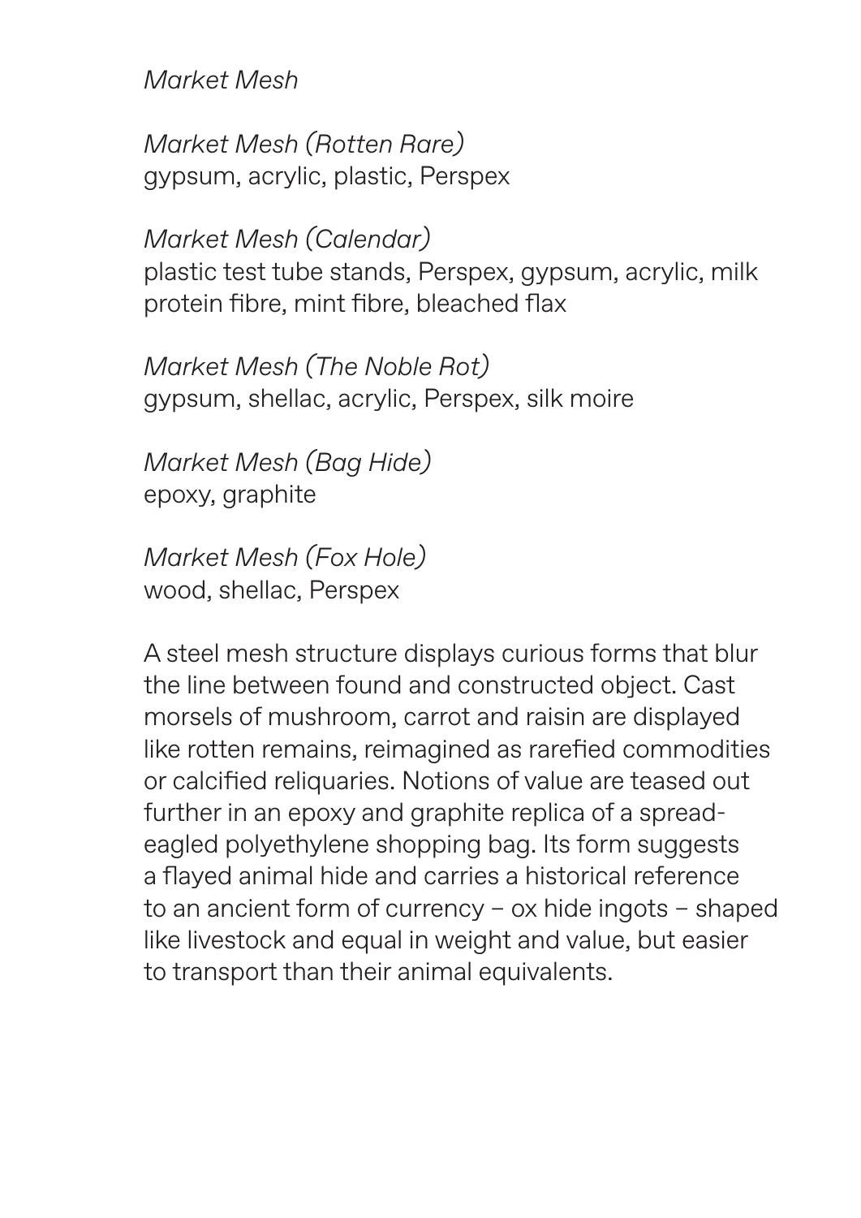*Market Mesh*

*Market Mesh (Rotten Rare)*
gypsum, acrylic, plastic, Perspex

*Market Mesh (Calendar)*
plastic test tube stands, Perspex, gypsum, acrylic, milk protein fibre, mint fibre, bleached flax

*Market Mesh (The Noble Rot)*
gypsum, shellac, acrylic, Perspex, silk moire

*Market Mesh (Bag Hide)*
epoxy, graphite

*Market Mesh (Fox Hole)*
wood, shellac, Perspex

A steel mesh structure displays curious forms that blur the line between found and constructed object. Cast morsels of mushroom, carrot and raisin are displayed like rotten remains, reimagined as rarefied commodities or calcified reliquaries. Notions of value are teased out further in an epoxy and graphite replica of a spread-eagled polyethylene shopping bag. Its form suggests a flayed animal hide and carries a historical reference to an ancient form of currency – ox hide ingots – shaped like livestock and equal in weight and value, but easier to transport than their animal equivalents.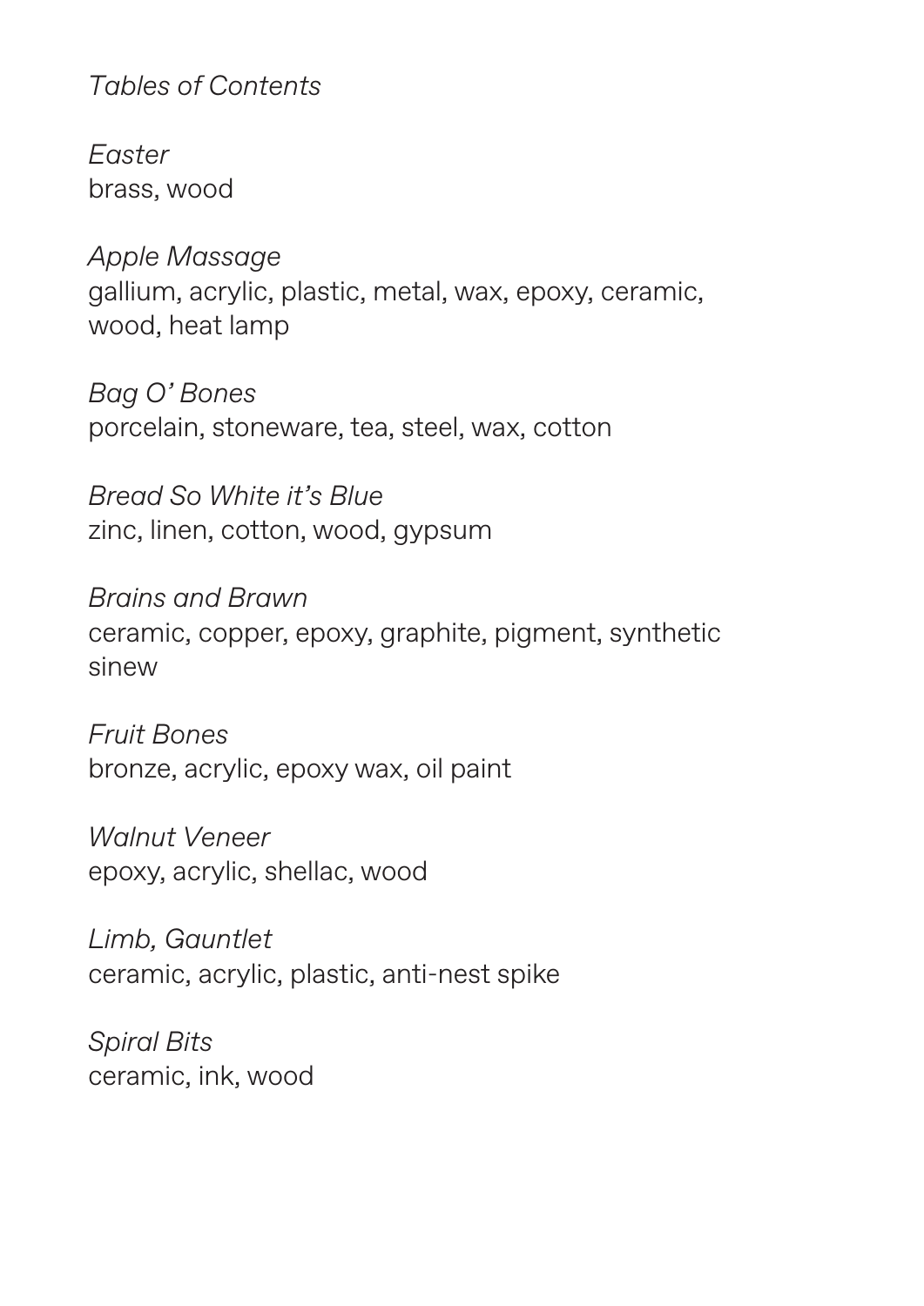*Tables of Contents*

*Easter*
brass, wood

*Apple Massage*
gallium, acrylic, plastic, metal, wax, epoxy, ceramic, wood, heat lamp

*Bag O' Bones*
porcelain, stoneware, tea, steel, wax, cotton

*Bread So White it's Blue*
zinc, linen, cotton, wood, gypsum

*Brains and Brawn*
ceramic, copper, epoxy, graphite, pigment, synthetic sinew

*Fruit Bones*
bronze, acrylic, epoxy wax, oil paint

*Walnut Veneer*
epoxy, acrylic, shellac, wood

*Limb, Gauntlet*
ceramic, acrylic, plastic, anti-nest spike

*Spiral Bits*
ceramic, ink, wood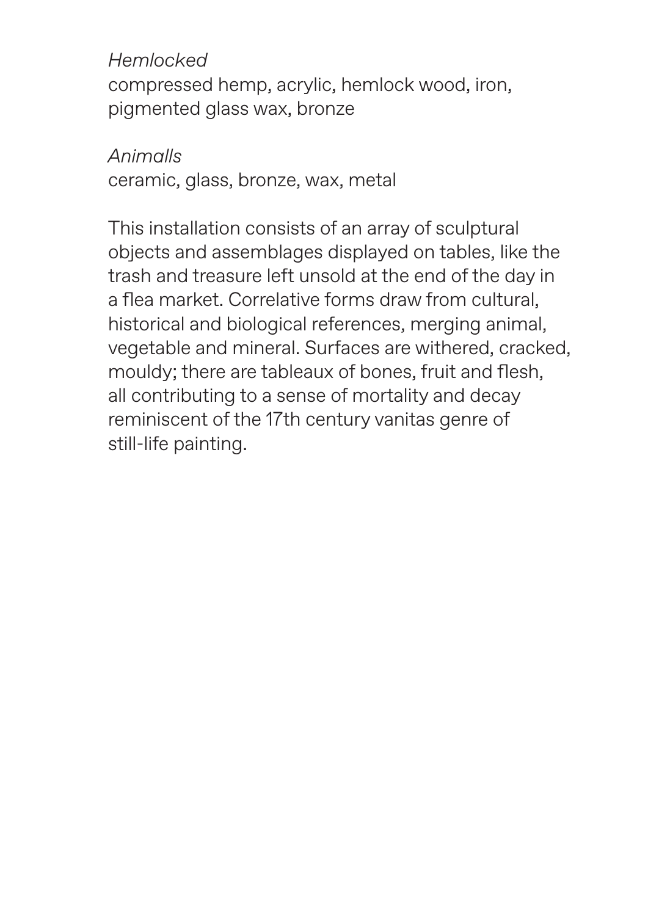*Hemlocked*
compressed hemp, acrylic, hemlock wood, iron, pigmented glass wax, bronze

*Animalls*
ceramic, glass, bronze, wax, metal

This installation consists of an array of sculptural objects and assemblages displayed on tables, like the trash and treasure left unsold at the end of the day in a flea market. Correlative forms draw from cultural, historical and biological references, merging animal, vegetable and mineral. Surfaces are withered, cracked, mouldy; there are tableaux of bones, fruit and flesh, all contributing to a sense of mortality and decay reminiscent of the 17th century vanitas genre of still-life painting.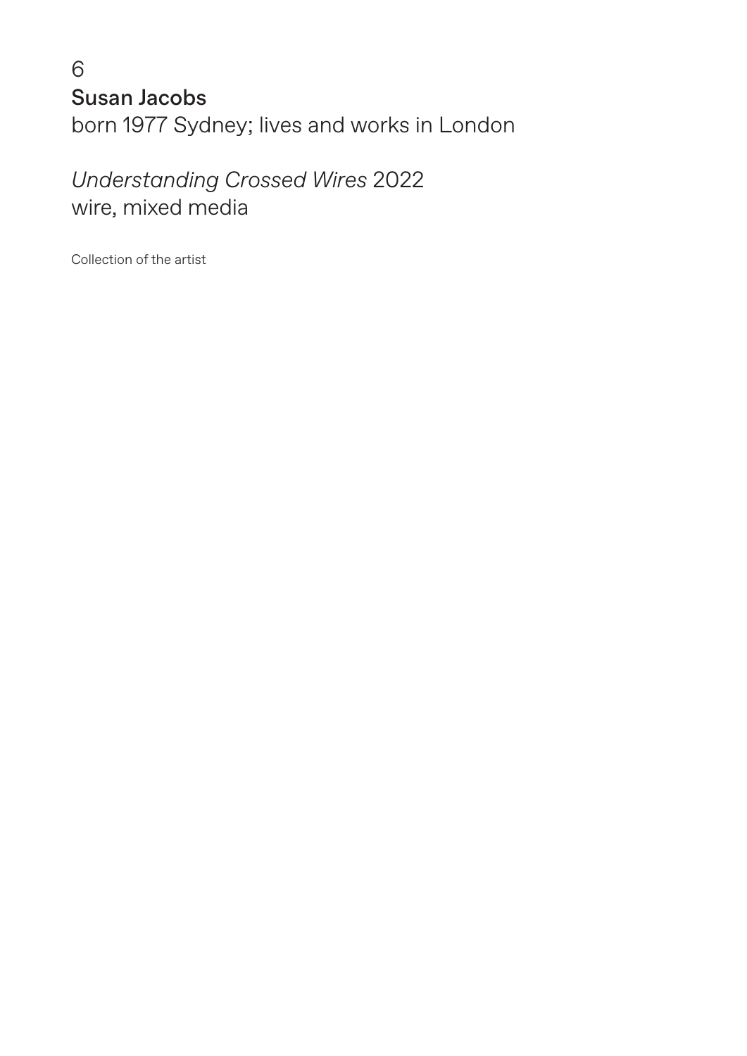6

## Susan Jacobs

born 1977 Sydney; lives and works in London

*Understanding Crossed Wires* 2022
wire, mixed media

Collection of the artist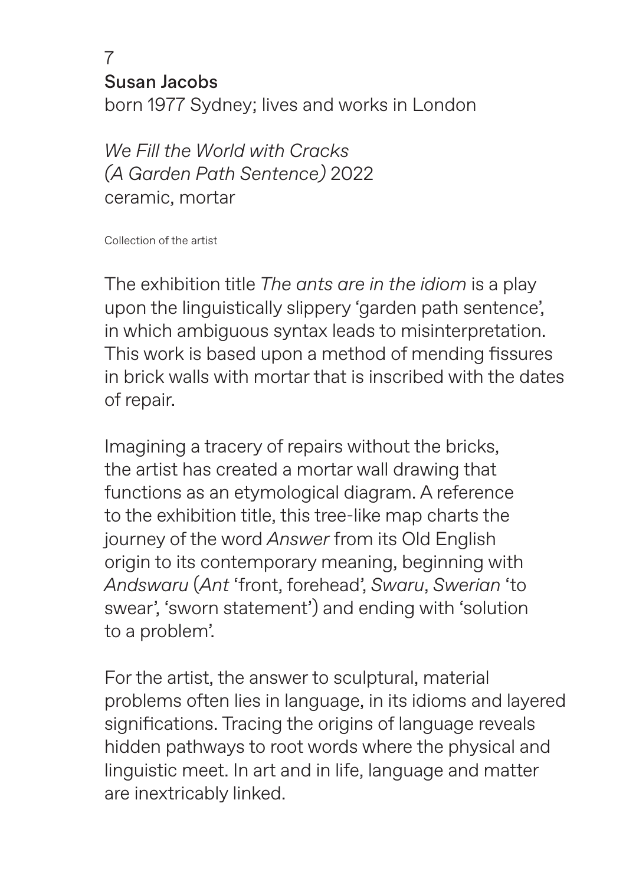7

## Susan Jacobs

born 1977 Sydney; lives and works in London

*We Fill the World with Cracks (A Garden Path Sentence)* 2022
ceramic, mortar

Collection of the artist

The exhibition title *The ants are in the idiom* is a play upon the linguistically slippery 'garden path sentence', in which ambiguous syntax leads to misinterpretation. This work is based upon a method of mending fissures in brick walls with mortar that is inscribed with the dates of repair.

Imagining a tracery of repairs without the bricks, the artist has created a mortar wall drawing that functions as an etymological diagram. A reference to the exhibition title, this tree-like map charts the journey of the word *Answer* from its Old English origin to its contemporary meaning, beginning with *Andswaru* (*Ant* 'front, forehead', *Swaru*, *Swerian* 'to swear', 'sworn statement') and ending with 'solution to a problem'.

For the artist, the answer to sculptural, material problems often lies in language, in its idioms and layered significations. Tracing the origins of language reveals hidden pathways to root words where the physical and linguistic meet. In art and in life, language and matter are inextricably linked.